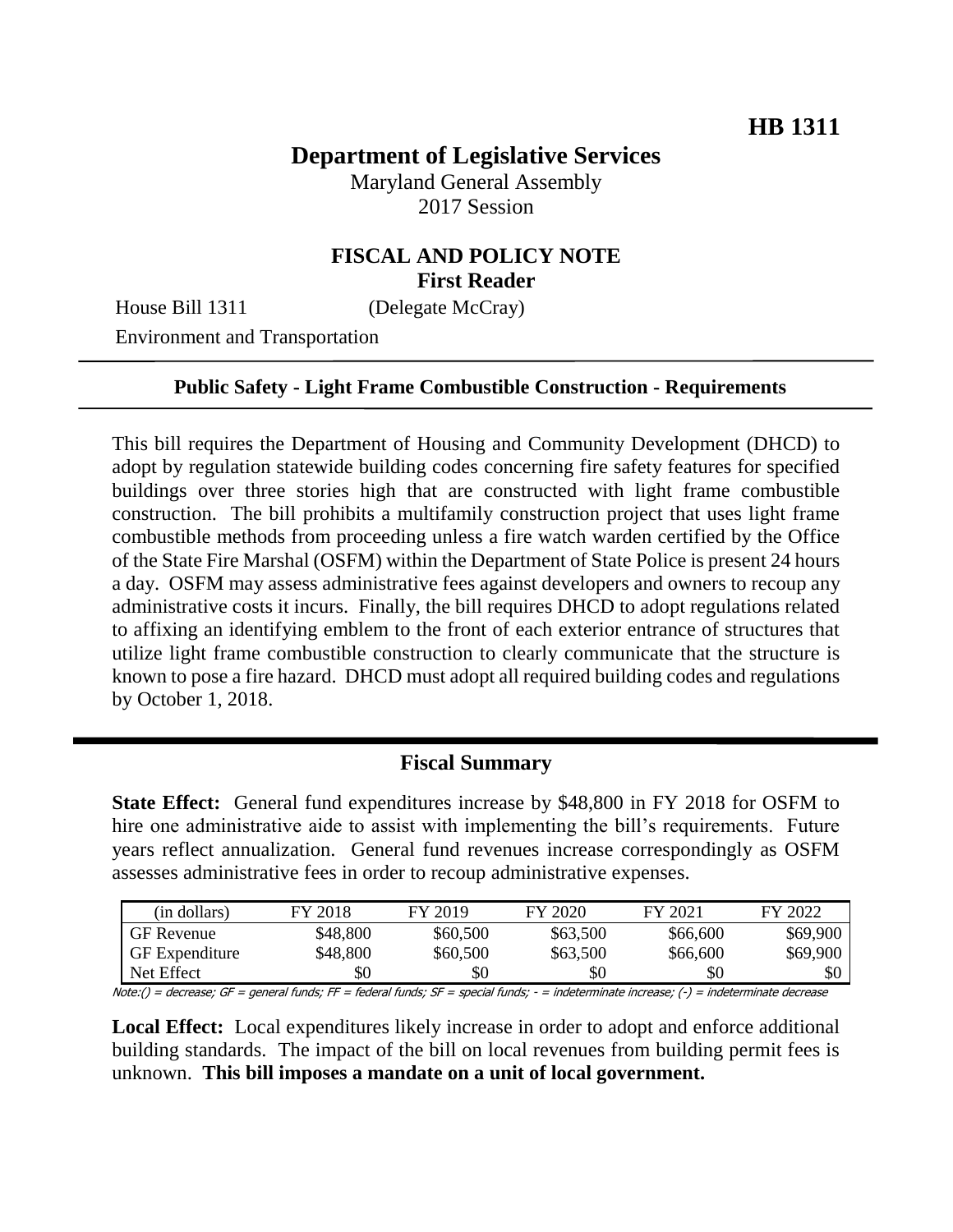**HB 1311**

# Department of Legislative Services

Maryland General Assembly
2017 Session

## FISCAL AND POLICY NOTE
**First Reader**

House Bill 1311 (Delegate McCray)
Environment and Transportation

---

**Public Safety - Light Frame Combustible Construction - Requirements**

---

This bill requires the Department of Housing and Community Development (DHCD) to adopt by regulation statewide building codes concerning fire safety features for specified buildings over three stories high that are constructed with light frame combustible construction. The bill prohibits a multifamily construction project that uses light frame combustible methods from proceeding unless a fire watch warden certified by the Office of the State Fire Marshal (OSFM) within the Department of State Police is present 24 hours a day. OSFM may assess administrative fees against developers and owners to recoup any administrative costs it incurs. Finally, the bill requires DHCD to adopt regulations related to affixing an identifying emblem to the front of each exterior entrance of structures that utilize light frame combustible construction to clearly communicate that the structure is known to pose a fire hazard. DHCD must adopt all required building codes and regulations by October 1, 2018.

---

## Fiscal Summary

**State Effect:** General fund expenditures increase by $48,800 in FY 2018 for OSFM to hire one administrative aide to assist with implementing the bill's requirements. Future years reflect annualization. General fund revenues increase correspondingly as OSFM assesses administrative fees in order to recoup administrative expenses.

| (in dollars) | FY 2018 | FY 2019 | FY 2020 | FY 2021 | FY 2022 |
|---|---|---|---|---|---|
| GF Revenue | $48,800 | $60,500 | $63,500 | $66,600 | $69,900 |
| GF Expenditure | $48,800 | $60,500 | $63,500 | $66,600 | $69,900 |
| Net Effect | $0 | $0 | $0 | $0 | $0 |

Note:() = decrease; GF = general funds; FF = federal funds; SF = special funds; - = indeterminate increase; (-) = indeterminate decrease

**Local Effect:** Local expenditures likely increase in order to adopt and enforce additional building standards. The impact of the bill on local revenues from building permit fees is unknown. **This bill imposes a mandate on a unit of local government.**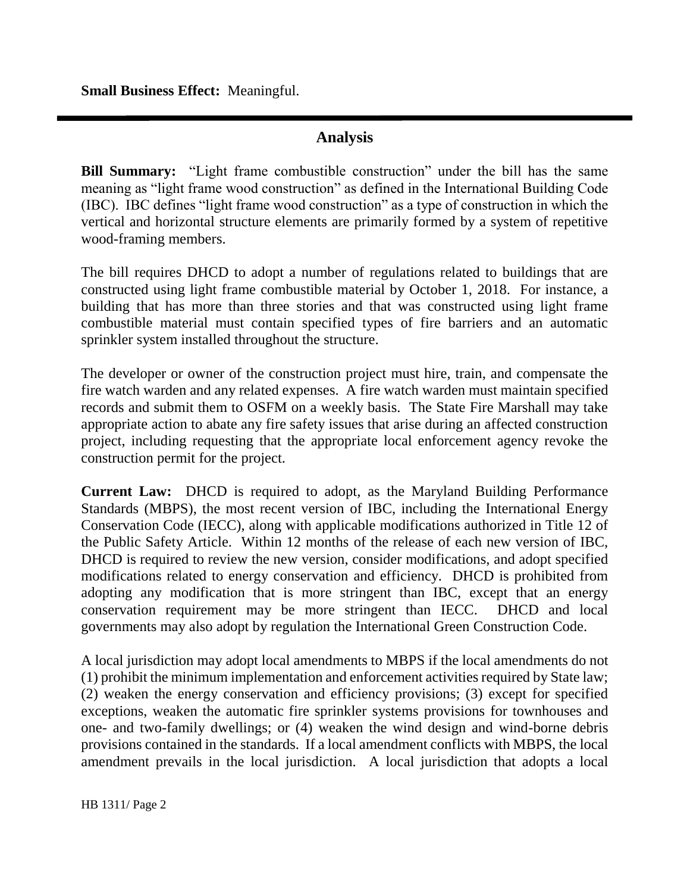**Small Business Effect:** Meaningful.

## Analysis

**Bill Summary:** "Light frame combustible construction" under the bill has the same meaning as "light frame wood construction" as defined in the International Building Code (IBC). IBC defines "light frame wood construction" as a type of construction in which the vertical and horizontal structure elements are primarily formed by a system of repetitive wood-framing members.

The bill requires DHCD to adopt a number of regulations related to buildings that are constructed using light frame combustible material by October 1, 2018. For instance, a building that has more than three stories and that was constructed using light frame combustible material must contain specified types of fire barriers and an automatic sprinkler system installed throughout the structure.

The developer or owner of the construction project must hire, train, and compensate the fire watch warden and any related expenses. A fire watch warden must maintain specified records and submit them to OSFM on a weekly basis. The State Fire Marshall may take appropriate action to abate any fire safety issues that arise during an affected construction project, including requesting that the appropriate local enforcement agency revoke the construction permit for the project.

**Current Law:** DHCD is required to adopt, as the Maryland Building Performance Standards (MBPS), the most recent version of IBC, including the International Energy Conservation Code (IECC), along with applicable modifications authorized in Title 12 of the Public Safety Article. Within 12 months of the release of each new version of IBC, DHCD is required to review the new version, consider modifications, and adopt specified modifications related to energy conservation and efficiency. DHCD is prohibited from adopting any modification that is more stringent than IBC, except that an energy conservation requirement may be more stringent than IECC. DHCD and local governments may also adopt by regulation the International Green Construction Code.

A local jurisdiction may adopt local amendments to MBPS if the local amendments do not (1) prohibit the minimum implementation and enforcement activities required by State law; (2) weaken the energy conservation and efficiency provisions; (3) except for specified exceptions, weaken the automatic fire sprinkler systems provisions for townhouses and one- and two-family dwellings; or (4) weaken the wind design and wind-borne debris provisions contained in the standards. If a local amendment conflicts with MBPS, the local amendment prevails in the local jurisdiction. A local jurisdiction that adopts a local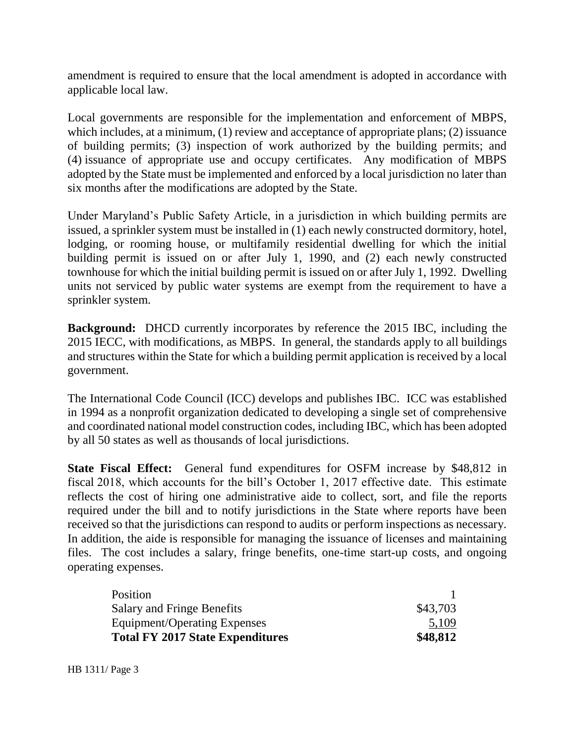amendment is required to ensure that the local amendment is adopted in accordance with applicable local law.

Local governments are responsible for the implementation and enforcement of MBPS, which includes, at a minimum, (1) review and acceptance of appropriate plans; (2) issuance of building permits; (3) inspection of work authorized by the building permits; and (4) issuance of appropriate use and occupy certificates. Any modification of MBPS adopted by the State must be implemented and enforced by a local jurisdiction no later than six months after the modifications are adopted by the State.

Under Maryland's Public Safety Article, in a jurisdiction in which building permits are issued, a sprinkler system must be installed in (1) each newly constructed dormitory, hotel, lodging, or rooming house, or multifamily residential dwelling for which the initial building permit is issued on or after July 1, 1990, and (2) each newly constructed townhouse for which the initial building permit is issued on or after July 1, 1992. Dwelling units not serviced by public water systems are exempt from the requirement to have a sprinkler system.

**Background:** DHCD currently incorporates by reference the 2015 IBC, including the 2015 IECC, with modifications, as MBPS. In general, the standards apply to all buildings and structures within the State for which a building permit application is received by a local government.

The International Code Council (ICC) develops and publishes IBC. ICC was established in 1994 as a nonprofit organization dedicated to developing a single set of comprehensive and coordinated national model construction codes, including IBC, which has been adopted by all 50 states as well as thousands of local jurisdictions.

**State Fiscal Effect:** General fund expenditures for OSFM increase by $48,812 in fiscal 2018, which accounts for the bill's October 1, 2017 effective date. This estimate reflects the cost of hiring one administrative aide to collect, sort, and file the reports required under the bill and to notify jurisdictions in the State where reports have been received so that the jurisdictions can respond to audits or perform inspections as necessary. In addition, the aide is responsible for managing the issuance of licenses and maintaining files. The cost includes a salary, fringe benefits, one-time start-up costs, and ongoing operating expenses.

| | |
|---|---|
| Position | 1 |
| Salary and Fringe Benefits | $43,703 |
| Equipment/Operating Expenses | 5,109 |
| **Total FY 2017 State Expenditures** | **$48,812** |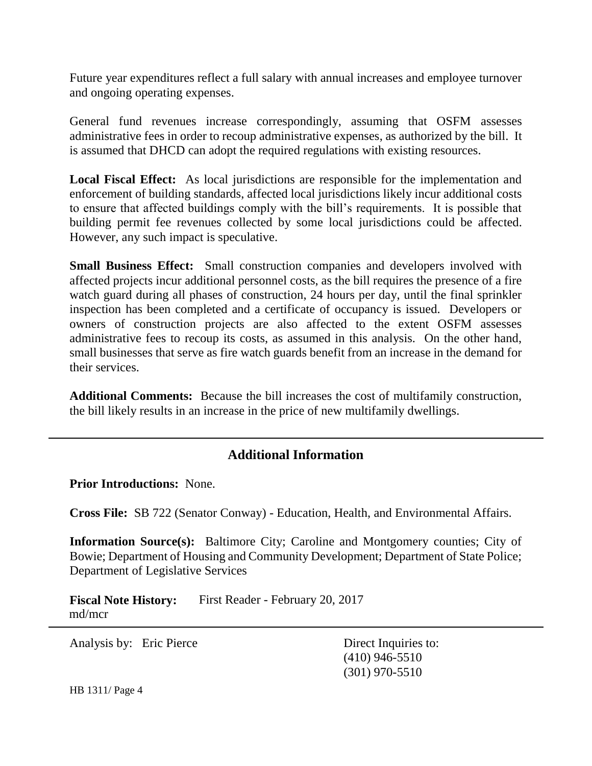Future year expenditures reflect a full salary with annual increases and employee turnover and ongoing operating expenses.

General fund revenues increase correspondingly, assuming that OSFM assesses administrative fees in order to recoup administrative expenses, as authorized by the bill. It is assumed that DHCD can adopt the required regulations with existing resources.

**Local Fiscal Effect:** As local jurisdictions are responsible for the implementation and enforcement of building standards, affected local jurisdictions likely incur additional costs to ensure that affected buildings comply with the bill's requirements. It is possible that building permit fee revenues collected by some local jurisdictions could be affected. However, any such impact is speculative.

**Small Business Effect:** Small construction companies and developers involved with affected projects incur additional personnel costs, as the bill requires the presence of a fire watch guard during all phases of construction, 24 hours per day, until the final sprinkler inspection has been completed and a certificate of occupancy is issued. Developers or owners of construction projects are also affected to the extent OSFM assesses administrative fees to recoup its costs, as assumed in this analysis. On the other hand, small businesses that serve as fire watch guards benefit from an increase in the demand for their services.

**Additional Comments:** Because the bill increases the cost of multifamily construction, the bill likely results in an increase in the price of new multifamily dwellings.

## Additional Information

**Prior Introductions:** None.

**Cross File:** SB 722 (Senator Conway) - Education, Health, and Environmental Affairs.

**Information Source(s):** Baltimore City; Caroline and Montgomery counties; City of Bowie; Department of Housing and Community Development; Department of State Police; Department of Legislative Services

**Fiscal Note History:** First Reader - February 20, 2017
md/mcr

Analysis by: Eric Pierce

Direct Inquiries to:
(410) 946-5510
(301) 970-5510